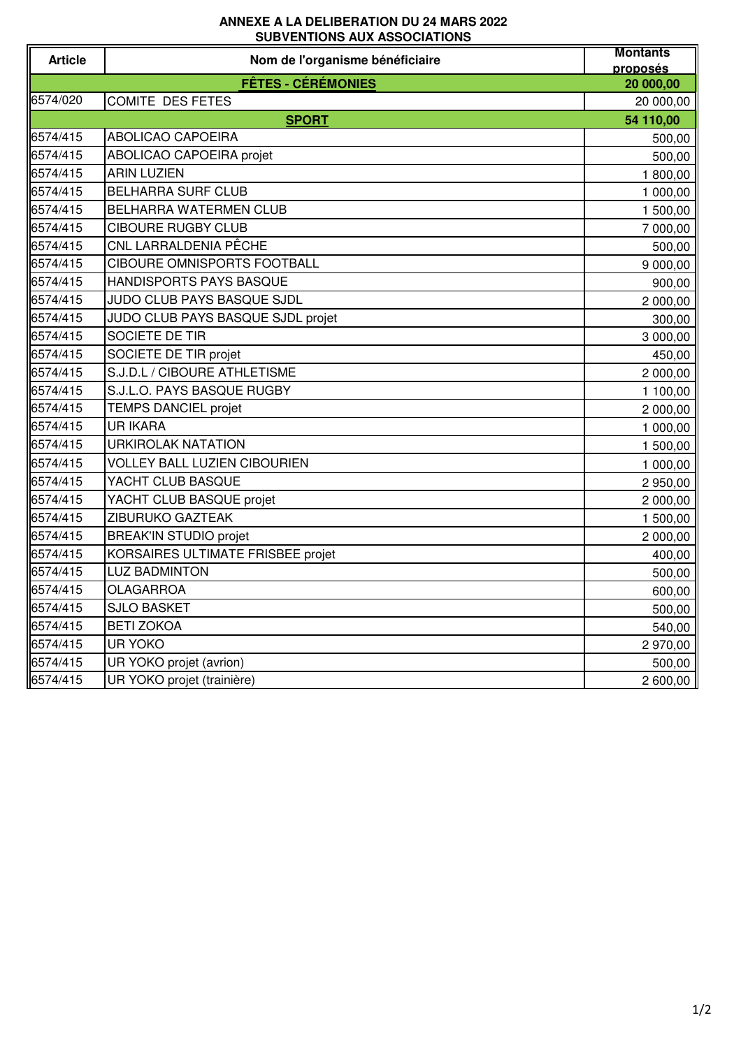**ANNEXE A LA DELIBERATION DU 24 MARS 2022**
**SUBVENTIONS AUX ASSOCIATIONS**

| Article | Nom de l'organisme bénéficiaire | Montants proposés |
|---|---|---|
| | **FÊTES - CÉRÉMONIES** | **20 000,00** |
| 6574/020 | COMITE DES FETES | 20 000,00 |
| | **SPORT** | **54 110,00** |
| 6574/415 | ABOLICAO CAPOEIRA | 500,00 |
| 6574/415 | ABOLICAO CAPOEIRA projet | 500,00 |
| 6574/415 | ARIN LUZIEN | 1 800,00 |
| 6574/415 | BELHARRA SURF CLUB | 1 000,00 |
| 6574/415 | BELHARRA WATERMEN CLUB | 1 500,00 |
| 6574/415 | CIBOURE RUGBY CLUB | 7 000,00 |
| 6574/415 | CNL LARRALDENIA PÊCHE | 500,00 |
| 6574/415 | CIBOURE OMNISPORTS FOOTBALL | 9 000,00 |
| 6574/415 | HANDISPORTS PAYS BASQUE | 900,00 |
| 6574/415 | JUDO CLUB PAYS BASQUE SJDL | 2 000,00 |
| 6574/415 | JUDO CLUB PAYS BASQUE SJDL projet | 300,00 |
| 6574/415 | SOCIETE DE TIR | 3 000,00 |
| 6574/415 | SOCIETE DE TIR projet | 450,00 |
| 6574/415 | S.J.D.L / CIBOURE ATHLETISME | 2 000,00 |
| 6574/415 | S.J.L.O. PAYS BASQUE RUGBY | 1 100,00 |
| 6574/415 | TEMPS DANCIEL projet | 2 000,00 |
| 6574/415 | UR IKARA | 1 000,00 |
| 6574/415 | URKIROLAK NATATION | 1 500,00 |
| 6574/415 | VOLLEY BALL LUZIEN CIBOURIEN | 1 000,00 |
| 6574/415 | YACHT CLUB BASQUE | 2 950,00 |
| 6574/415 | YACHT CLUB BASQUE projet | 2 000,00 |
| 6574/415 | ZIBURUKO GAZTEAK | 1 500,00 |
| 6574/415 | BREAK'IN STUDIO projet | 2 000,00 |
| 6574/415 | KORSAIRES ULTIMATE FRISBEE projet | 400,00 |
| 6574/415 | LUZ BADMINTON | 500,00 |
| 6574/415 | OLAGARROA | 600,00 |
| 6574/415 | SJLO BASKET | 500,00 |
| 6574/415 | BETI ZOKOA | 540,00 |
| 6574/415 | UR YOKO | 2 970,00 |
| 6574/415 | UR YOKO projet (avrion) | 500,00 |
| 6574/415 | UR YOKO projet (trainière) | 2 600,00 |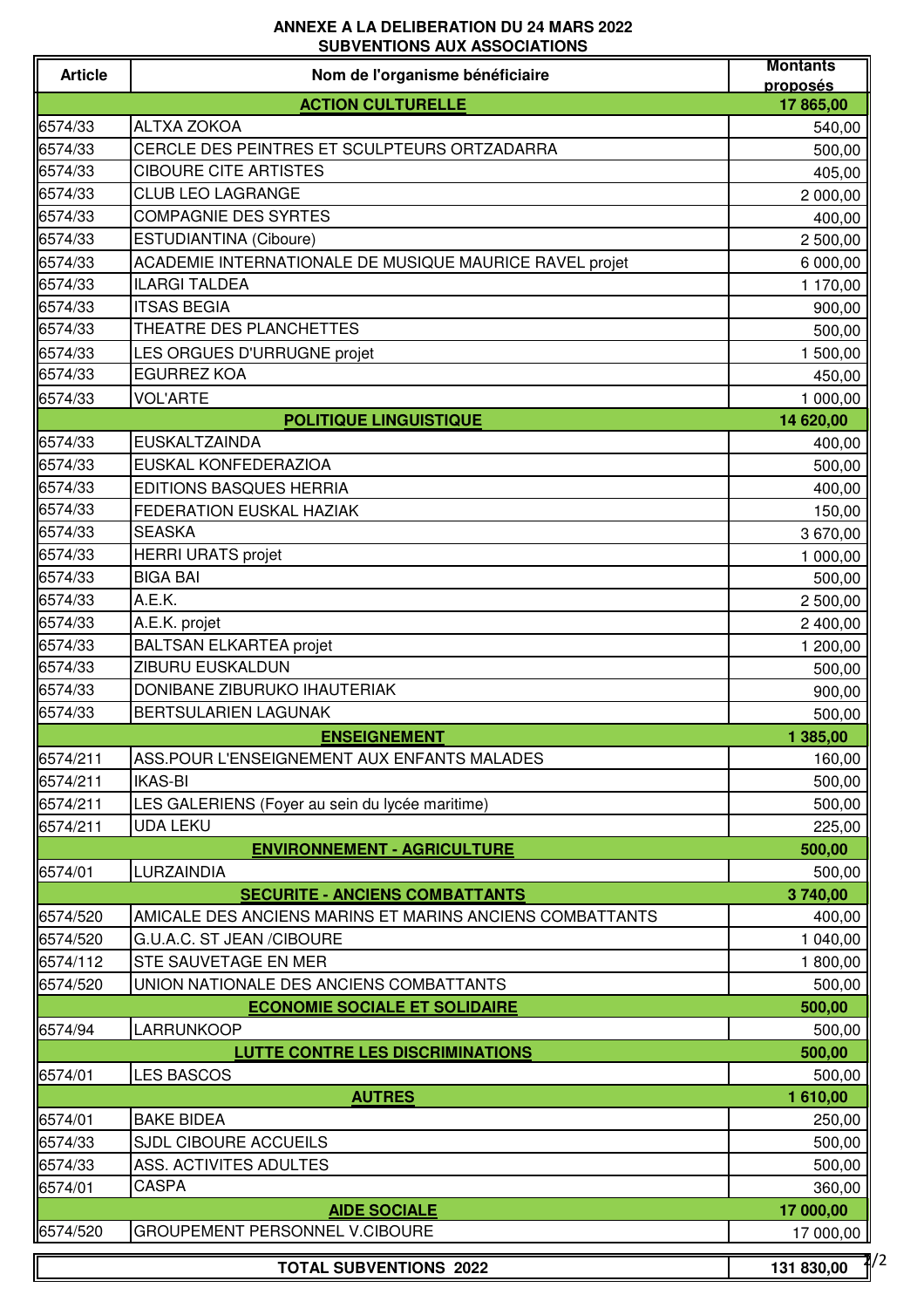**ANNEXE A LA DELIBERATION DU 24 MARS 2022**
**SUBVENTIONS AUX ASSOCIATIONS**

| Article | Nom de l'organisme bénéficiaire | Montants proposés |
|---|---|---|
| | **ACTION CULTURELLE** | **17 865,00** |
| 6574/33 | ALTXA ZOKOA | 540,00 |
| 6574/33 | CERCLE DES PEINTRES ET SCULPTEURS ORTZADARRA | 500,00 |
| 6574/33 | CIBOURE CITE ARTISTES | 405,00 |
| 6574/33 | CLUB LEO LAGRANGE | 2 000,00 |
| 6574/33 | COMPAGNIE DES SYRTES | 400,00 |
| 6574/33 | ESTUDIANTINA (Ciboure) | 2 500,00 |
| 6574/33 | ACADEMIE INTERNATIONALE DE MUSIQUE MAURICE RAVEL projet | 6 000,00 |
| 6574/33 | ILARGI TALDEA | 1 170,00 |
| 6574/33 | ITSAS BEGIA | 900,00 |
| 6574/33 | THEATRE DES PLANCHETTES | 500,00 |
| 6574/33 | LES ORGUES D'URRUGNE projet | 1 500,00 |
| 6574/33 | EGURREZ KOA | 450,00 |
| 6574/33 | VOL'ARTE | 1 000,00 |
| | **POLITIQUE LINGUISTIQUE** | **14 620,00** |
| 6574/33 | EUSKALTZAINDA | 400,00 |
| 6574/33 | EUSKAL KONFEDERAZIOA | 500,00 |
| 6574/33 | EDITIONS BASQUES HERRIA | 400,00 |
| 6574/33 | FEDERATION EUSKAL HAZIAK | 150,00 |
| 6574/33 | SEASKA | 3 670,00 |
| 6574/33 | HERRI URATS projet | 1 000,00 |
| 6574/33 | BIGA BAI | 500,00 |
| 6574/33 | A.E.K. | 2 500,00 |
| 6574/33 | A.E.K. projet | 2 400,00 |
| 6574/33 | BALTSAN ELKARTEA projet | 1 200,00 |
| 6574/33 | ZIBURU EUSKALDUN | 500,00 |
| 6574/33 | DONIBANE ZIBURUKO IHAUTERIAK | 900,00 |
| 6574/33 | BERTSULARIEN LAGUNAK | 500,00 |
| | **ENSEIGNEMENT** | **1 385,00** |
| 6574/211 | ASS.POUR L'ENSEIGNEMENT AUX ENFANTS MALADES | 160,00 |
| 6574/211 | IKAS-BI | 500,00 |
| 6574/211 | LES GALERIENS (Foyer au sein du lycée maritime) | 500,00 |
| 6574/211 | UDA LEKU | 225,00 |
| | **ENVIRONNEMENT - AGRICULTURE** | **500,00** |
| 6574/01 | LURZAINDIA | 500,00 |
| | **SECURITE - ANCIENS COMBATTANTS** | **3 740,00** |
| 6574/520 | AMICALE DES ANCIENS MARINS ET MARINS ANCIENS COMBATTANTS | 400,00 |
| 6574/520 | G.U.A.C. ST JEAN /CIBOURE | 1 040,00 |
| 6574/112 | STE SAUVETAGE EN MER | 1 800,00 |
| 6574/520 | UNION NATIONALE DES ANCIENS COMBATTANTS | 500,00 |
| | **ECONOMIE SOCIALE ET SOLIDAIRE** | **500,00** |
| 6574/94 | LARRUNKOOP | 500,00 |
| | **LUTTE CONTRE LES DISCRIMINATIONS** | **500,00** |
| 6574/01 | LES BASCOS | 500,00 |
| | **AUTRES** | **1 610,00** |
| 6574/01 | BAKE BIDEA | 250,00 |
| 6574/33 | SJDL CIBOURE ACCUEILS | 500,00 |
| 6574/33 | ASS. ACTIVITES ADULTES | 500,00 |
| 6574/01 | CASPA | 360,00 |
| | **AIDE SOCIALE** | **17 000,00** |
| 6574/520 | GROUPEMENT PERSONNEL V.CIBOURE | 17 000,00 |
| | **TOTAL SUBVENTIONS 2022** | **131 830,00** |